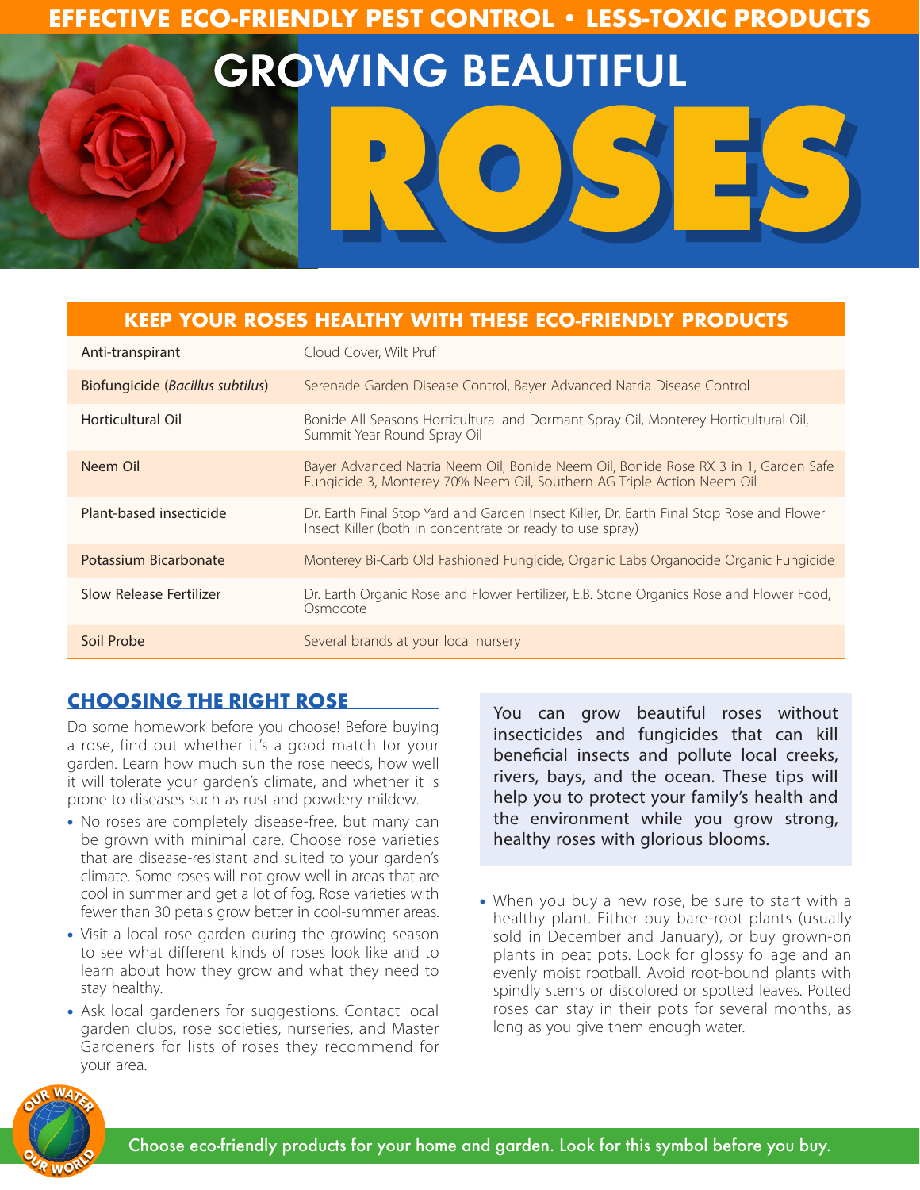EFFECTIVE ECO-FRIENDLY PEST CONTROL • LESS-TOXIC PRODUCTS

# GROWING BEAUTIFUL ROSES

| KEEP YOUR ROSES HEALTHY WITH THESE ECO-FRIENDLY PRODUCTS | |
|---|---|
| Anti-transpirant | Cloud Cover, Wilt Pruf |
| Biofungicide (*Bacillus subtilus*) | Serenade Garden Disease Control, Bayer Advanced Natria Disease Control |
| Horticultural Oil | Bonide All Seasons Horticultural and Dormant Spray Oil, Monterey Horticultural Oil, Summit Year Round Spray Oil |
| Neem Oil | Bayer Advanced Natria Neem Oil, Bonide Neem Oil, Bonide Rose RX 3 in 1, Garden Safe Fungicide 3, Monterey 70% Neem Oil, Southern AG Triple Action Neem Oil |
| Plant-based insecticide | Dr. Earth Final Stop Yard and Garden Insect Killer, Dr. Earth Final Stop Rose and Flower Insect Killer (both in concentrate or ready to use spray) |
| Potassium Bicarbonate | Monterey Bi-Carb Old Fashioned Fungicide, Organic Labs Organocide Organic Fungicide |
| Slow Release Fertilizer | Dr. Earth Organic Rose and Flower Fertilizer, E.B. Stone Organics Rose and Flower Food, Osmocote |
| Soil Probe | Several brands at your local nursery |

## CHOOSING THE RIGHT ROSE

Do some homework before you choose! Before buying a rose, find out whether it's a good match for your garden. Learn how much sun the rose needs, how well it will tolerate your garden's climate, and whether it is prone to diseases such as rust and powdery mildew.

- No roses are completely disease-free, but many can be grown with minimal care. Choose rose varieties that are disease-resistant and suited to your garden's climate. Some roses will not grow well in areas that are cool in summer and get a lot of fog. Rose varieties with fewer than 30 petals grow better in cool-summer areas.
- Visit a local rose garden during the growing season to see what different kinds of roses look like and to learn about how they grow and what they need to stay healthy.
- Ask local gardeners for suggestions. Contact local garden clubs, rose societies, nurseries, and Master Gardeners for lists of roses they recommend for your area.

You can grow beautiful roses without insecticides and fungicides that can kill beneficial insects and pollute local creeks, rivers, bays, and the ocean. These tips will help you to protect your family's health and the environment while you grow strong, healthy roses with glorious blooms.

- When you buy a new rose, be sure to start with a healthy plant. Either buy bare-root plants (usually sold in December and January), or buy grown-on plants in peat pots. Look for glossy foliage and an evenly moist rootball. Avoid root-bound plants with spindly stems or discolored or spotted leaves. Potted roses can stay in their pots for several months, as long as you give them enough water.

OUR WATER OUR WORLD

Choose eco-friendly products for your home and garden. Look for this symbol before you buy.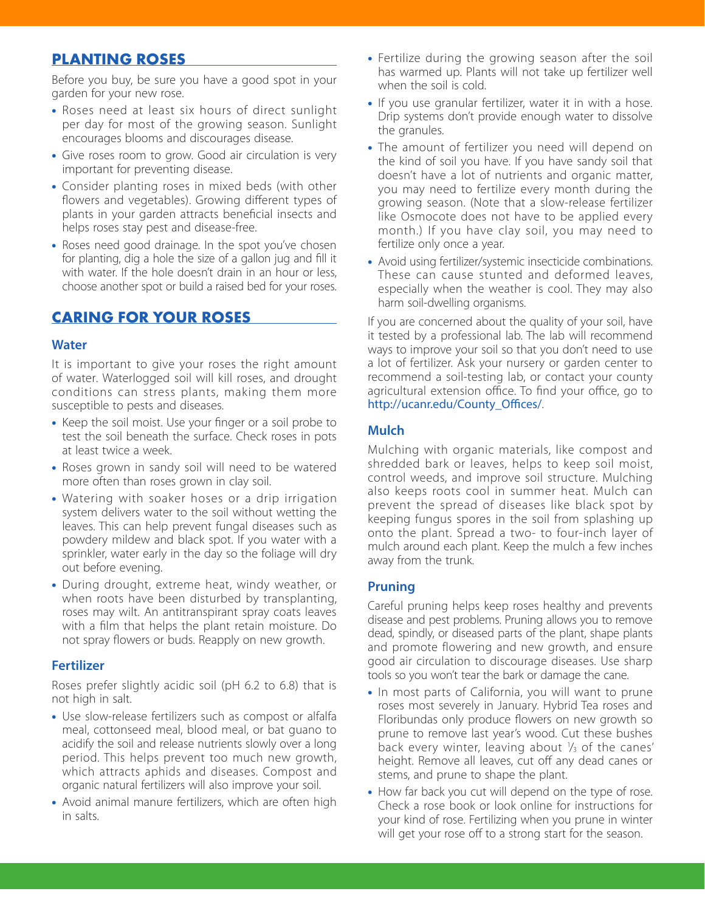## PLANTING ROSES

Before you buy, be sure you have a good spot in your garden for your new rose.

- Roses need at least six hours of direct sunlight per day for most of the growing season. Sunlight encourages blooms and discourages disease.
- Give roses room to grow. Good air circulation is very important for preventing disease.
- Consider planting roses in mixed beds (with other flowers and vegetables). Growing different types of plants in your garden attracts beneficial insects and helps roses stay pest and disease-free.
- Roses need good drainage. In the spot you've chosen for planting, dig a hole the size of a gallon jug and fill it with water. If the hole doesn't drain in an hour or less, choose another spot or build a raised bed for your roses.

## CARING FOR YOUR ROSES

### Water

It is important to give your roses the right amount of water. Waterlogged soil will kill roses, and drought conditions can stress plants, making them more susceptible to pests and diseases.

- Keep the soil moist. Use your finger or a soil probe to test the soil beneath the surface. Check roses in pots at least twice a week.
- Roses grown in sandy soil will need to be watered more often than roses grown in clay soil.
- Watering with soaker hoses or a drip irrigation system delivers water to the soil without wetting the leaves. This can help prevent fungal diseases such as powdery mildew and black spot. If you water with a sprinkler, water early in the day so the foliage will dry out before evening.
- During drought, extreme heat, windy weather, or when roots have been disturbed by transplanting, roses may wilt. An antitranspirant spray coats leaves with a film that helps the plant retain moisture. Do not spray flowers or buds. Reapply on new growth.

### Fertilizer

Roses prefer slightly acidic soil (pH 6.2 to 6.8) that is not high in salt.

- Use slow-release fertilizers such as compost or alfalfa meal, cottonseed meal, blood meal, or bat guano to acidify the soil and release nutrients slowly over a long period. This helps prevent too much new growth, which attracts aphids and diseases. Compost and organic natural fertilizers will also improve your soil.
- Avoid animal manure fertilizers, which are often high in salts.
- Fertilize during the growing season after the soil has warmed up. Plants will not take up fertilizer well when the soil is cold.
- If you use granular fertilizer, water it in with a hose. Drip systems don't provide enough water to dissolve the granules.
- The amount of fertilizer you need will depend on the kind of soil you have. If you have sandy soil that doesn't have a lot of nutrients and organic matter, you may need to fertilize every month during the growing season. (Note that a slow-release fertilizer like Osmocote does not have to be applied every month.) If you have clay soil, you may need to fertilize only once a year.
- Avoid using fertilizer/systemic insecticide combinations. These can cause stunted and deformed leaves, especially when the weather is cool. They may also harm soil-dwelling organisms.

If you are concerned about the quality of your soil, have it tested by a professional lab. The lab will recommend ways to improve your soil so that you don't need to use a lot of fertilizer. Ask your nursery or garden center to recommend a soil-testing lab, or contact your county agricultural extension office. To find your office, go to http://ucanr.edu/County_Offices/.

### Mulch

Mulching with organic materials, like compost and shredded bark or leaves, helps to keep soil moist, control weeds, and improve soil structure. Mulching also keeps roots cool in summer heat. Mulch can prevent the spread of diseases like black spot by keeping fungus spores in the soil from splashing up onto the plant. Spread a two- to four-inch layer of mulch around each plant. Keep the mulch a few inches away from the trunk.

### Pruning

Careful pruning helps keep roses healthy and prevents disease and pest problems. Pruning allows you to remove dead, spindly, or diseased parts of the plant, shape plants and promote flowering and new growth, and ensure good air circulation to discourage diseases. Use sharp tools so you won't tear the bark or damage the cane.

- In most parts of California, you will want to prune roses most severely in January. Hybrid Tea roses and Floribundas only produce flowers on new growth so prune to remove last year's wood. Cut these bushes back every winter, leaving about ⅓ of the canes' height. Remove all leaves, cut off any dead canes or stems, and prune to shape the plant.
- How far back you cut will depend on the type of rose. Check a rose book or look online for instructions for your kind of rose. Fertilizing when you prune in winter will get your rose off to a strong start for the season.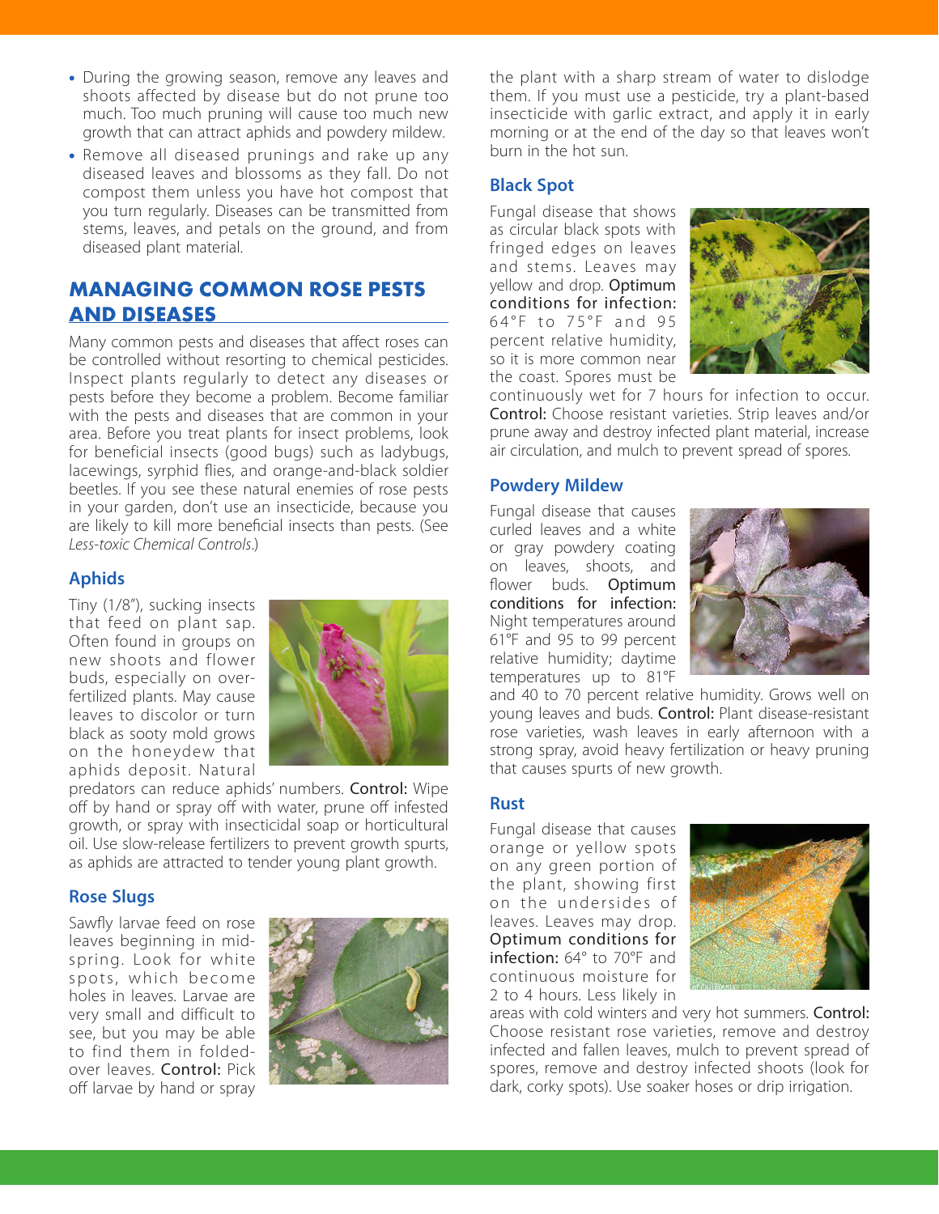- During the growing season, remove any leaves and shoots affected by disease but do not prune too much. Too much pruning will cause too much new growth that can attract aphids and powdery mildew.
- Remove all diseased prunings and rake up any diseased leaves and blossoms as they fall. Do not compost them unless you have hot compost that you turn regularly. Diseases can be transmitted from stems, leaves, and petals on the ground, and from diseased plant material.

## MANAGING COMMON ROSE PESTS AND DISEASES

Many common pests and diseases that affect roses can be controlled without resorting to chemical pesticides. Inspect plants regularly to detect any diseases or pests before they become a problem. Become familiar with the pests and diseases that are common in your area. Before you treat plants for insect problems, look for beneficial insects (good bugs) such as ladybugs, lacewings, syrphid flies, and orange-and-black soldier beetles. If you see these natural enemies of rose pests in your garden, don't use an insecticide, because you are likely to kill more beneficial insects than pests. (See *Less-toxic Chemical Controls*.)

### Aphids

Tiny (1/8"), sucking insects that feed on plant sap. Often found in groups on new shoots and flower buds, especially on over-fertilized plants. May cause leaves to discolor or turn black as sooty mold grows on the honeydew that aphids deposit. Natural predators can reduce aphids' numbers. **Control:** Wipe off by hand or spray off with water, prune off infested growth, or spray with insecticidal soap or horticultural oil. Use slow-release fertilizers to prevent growth spurts, as aphids are attracted to tender young plant growth.

### Rose Slugs

Sawfly larvae feed on rose leaves beginning in mid-spring. Look for white spots, which become holes in leaves. Larvae are very small and difficult to see, but you may be able to find them in folded-over leaves. **Control:** Pick off larvae by hand or spray the plant with a sharp stream of water to dislodge them. If you must use a pesticide, try a plant-based insecticide with garlic extract, and apply it in early morning or at the end of the day so that leaves won't burn in the hot sun.

### Black Spot

Fungal disease that shows as circular black spots with fringed edges on leaves and stems. Leaves may yellow and drop. **Optimum conditions for infection:** 64°F to 75°F and 95 percent relative humidity, so it is more common near the coast. Spores must be continuously wet for 7 hours for infection to occur. **Control:** Choose resistant varieties. Strip leaves and/or prune away and destroy infected plant material, increase air circulation, and mulch to prevent spread of spores.

### Powdery Mildew

Fungal disease that causes curled leaves and a white or gray powdery coating on leaves, shoots, and flower buds. **Optimum conditions for infection:** Night temperatures around 61°F and 95 to 99 percent relative humidity; daytime temperatures up to 81°F and 40 to 70 percent relative humidity. Grows well on young leaves and buds. **Control:** Plant disease-resistant rose varieties, wash leaves in early afternoon with a strong spray, avoid heavy fertilization or heavy pruning that causes spurts of new growth.

### Rust

Fungal disease that causes orange or yellow spots on any green portion of the plant, showing first on the undersides of leaves. Leaves may drop. **Optimum conditions for infection:** 64° to 70°F and continuous moisture for 2 to 4 hours. Less likely in areas with cold winters and very hot summers. **Control:** Choose resistant rose varieties, remove and destroy infected and fallen leaves, mulch to prevent spread of spores, remove and destroy infected shoots (look for dark, corky spots). Use soaker hoses or drip irrigation.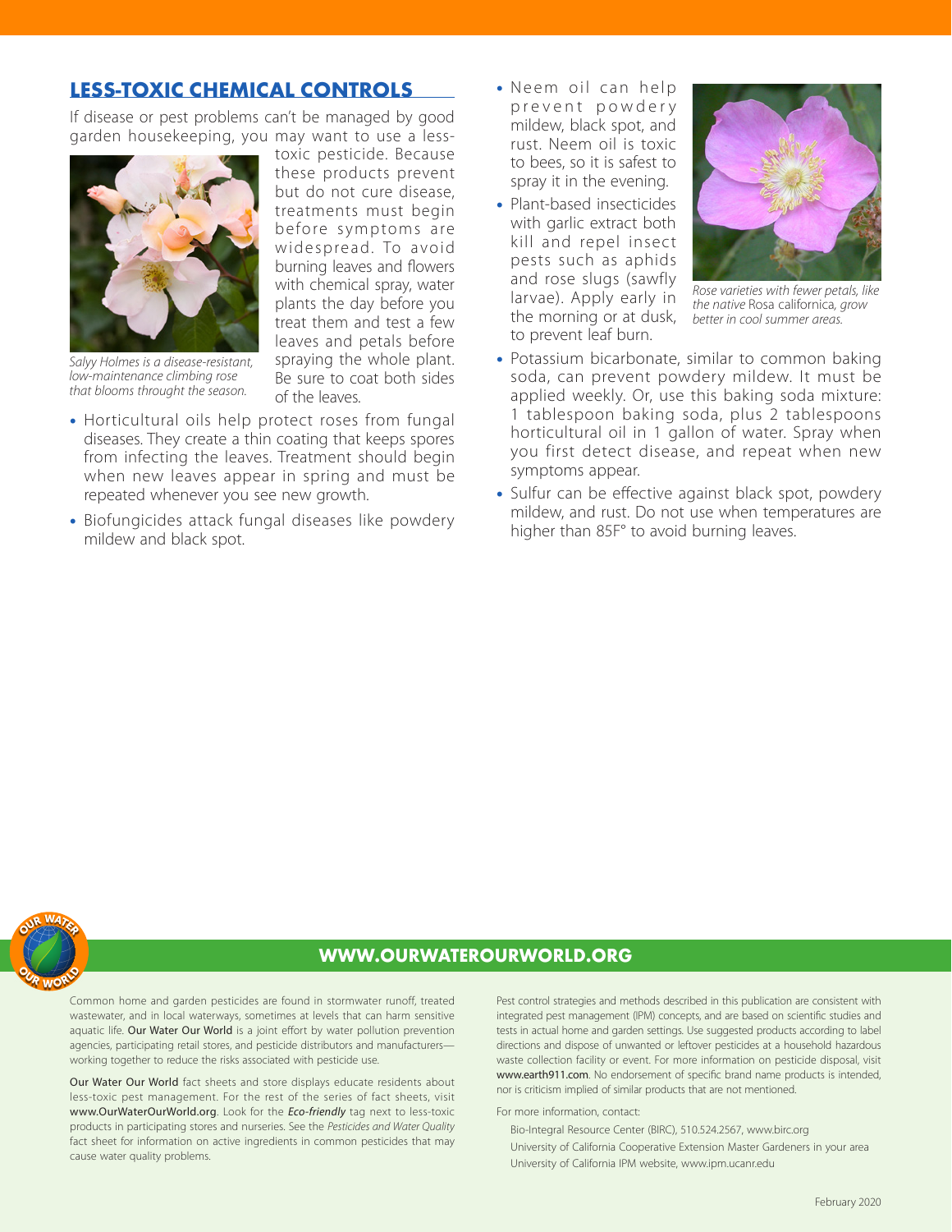## LESS-TOXIC CHEMICAL CONTROLS

If disease or pest problems can't be managed by good garden housekeeping, you may want to use a less-toxic pesticide. Because these products prevent but do not cure disease, treatments must begin before symptoms are widespread. To avoid burning leaves and flowers with chemical spray, water plants the day before you treat them and test a few leaves and petals before spraying the whole plant. Be sure to coat both sides of the leaves.

*Salyy Holmes is a disease-resistant, low-maintenance climbing rose that blooms throught the season.*

- Horticultural oils help protect roses from fungal diseases. They create a thin coating that keeps spores from infecting the leaves. Treatment should begin when new leaves appear in spring and must be repeated whenever you see new growth.
- Biofungicides attack fungal diseases like powdery mildew and black spot.
- Neem oil can help prevent powdery mildew, black spot, and rust. Neem oil is toxic to bees, so it is safest to spray it in the evening.
- Plant-based insecticides with garlic extract both kill and repel insect pests such as aphids and rose slugs (sawfly larvae). Apply early in the morning or at dusk, to prevent leaf burn.

*Rose varieties with fewer petals, like the native* Rosa californica, *grow better in cool summer areas.*

- Potassium bicarbonate, similar to common baking soda, can prevent powdery mildew. It must be applied weekly. Or, use this baking soda mixture: 1 tablespoon baking soda, plus 2 tablespoons horticultural oil in 1 gallon of water. Spray when you first detect disease, and repeat when new symptoms appear.
- Sulfur can be effective against black spot, powdery mildew, and rust. Do not use when temperatures are higher than 85F° to avoid burning leaves.

**WWW.OURWATEROURWORLD.ORG**

Common home and garden pesticides are found in stormwater runoff, treated wastewater, and in local waterways, sometimes at levels that can harm sensitive aquatic life. Our Water Our World is a joint effort by water pollution prevention agencies, participating retail stores, and pesticide distributors and manufacturers—working together to reduce the risks associated with pesticide use.

Our Water Our World fact sheets and store displays educate residents about less-toxic pest management. For the rest of the series of fact sheets, visit www.OurWaterOurWorld.org. Look for the ***Eco-friendly*** tag next to less-toxic products in participating stores and nurseries. See the *Pesticides and Water Quality* fact sheet for information on active ingredients in common pesticides that may cause water quality problems.

Pest control strategies and methods described in this publication are consistent with integrated pest management (IPM) concepts, and are based on scientific studies and tests in actual home and garden settings. Use suggested products according to label directions and dispose of unwanted or leftover pesticides at a household hazardous waste collection facility or event. For more information on pesticide disposal, visit www.earth911.com. No endorsement of specific brand name products is intended, nor is criticism implied of similar products that are not mentioned.

For more information, contact:

Bio-Integral Resource Center (BIRC), 510.524.2567, www.birc.org
University of California Cooperative Extension Master Gardeners in your area
University of California IPM website, www.ipm.ucanr.edu

February 2020